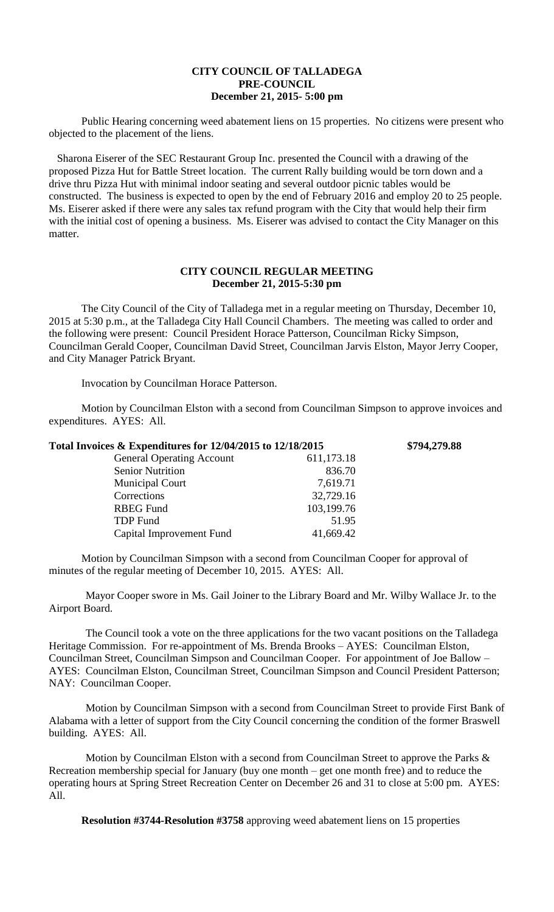# CITY COUNCIL OF TALLADEGA
## PRE-COUNCIL
### December 21, 2015- 5:00 pm

Public Hearing concerning weed abatement liens on 15 properties. No citizens were present who objected to the placement of the liens.

Sharona Eiserer of the SEC Restaurant Group Inc. presented the Council with a drawing of the proposed Pizza Hut for Battle Street location. The current Rally building would be torn down and a drive thru Pizza Hut with minimal indoor seating and several outdoor picnic tables would be constructed. The business is expected to open by the end of February 2016 and employ 20 to 25 people. Ms. Eiserer asked if there were any sales tax refund program with the City that would help their firm with the initial cost of opening a business. Ms. Eiserer was advised to contact the City Manager on this matter.

# CITY COUNCIL REGULAR MEETING
### December 21, 2015-5:30 pm

The City Council of the City of Talladega met in a regular meeting on Thursday, December 10, 2015 at 5:30 p.m., at the Talladega City Hall Council Chambers. The meeting was called to order and the following were present: Council President Horace Patterson, Councilman Ricky Simpson, Councilman Gerald Cooper, Councilman David Street, Councilman Jarvis Elston, Mayor Jerry Cooper, and City Manager Patrick Bryant.

Invocation by Councilman Horace Patterson.

Motion by Councilman Elston with a second from Councilman Simpson to approve invoices and expenditures. AYES: All.

| **Total Invoices & Expenditures for 12/04/2015 to 12/18/2015** | | **$794,279.88** |
|---|---|---|
| General Operating Account | 611,173.18 | |
| Senior Nutrition | 836.70 | |
| Municipal Court | 7,619.71 | |
| Corrections | 32,729.16 | |
| RBEG Fund | 103,199.76 | |
| TDP Fund | 51.95 | |
| Capital Improvement Fund | 41,669.42 | |

Motion by Councilman Simpson with a second from Councilman Cooper for approval of minutes of the regular meeting of December 10, 2015. AYES: All.

Mayor Cooper swore in Ms. Gail Joiner to the Library Board and Mr. Wilby Wallace Jr. to the Airport Board.

The Council took a vote on the three applications for the two vacant positions on the Talladega Heritage Commission. For re-appointment of Ms. Brenda Brooks – AYES: Councilman Elston, Councilman Street, Councilman Simpson and Councilman Cooper. For appointment of Joe Ballow – AYES: Councilman Elston, Councilman Street, Councilman Simpson and Council President Patterson; NAY: Councilman Cooper.

Motion by Councilman Simpson with a second from Councilman Street to provide First Bank of Alabama with a letter of support from the City Council concerning the condition of the former Braswell building. AYES: All.

Motion by Councilman Elston with a second from Councilman Street to approve the Parks & Recreation membership special for January (buy one month – get one month free) and to reduce the operating hours at Spring Street Recreation Center on December 26 and 31 to close at 5:00 pm. AYES: All.

**Resolution #3744-Resolution #3758** approving weed abatement liens on 15 properties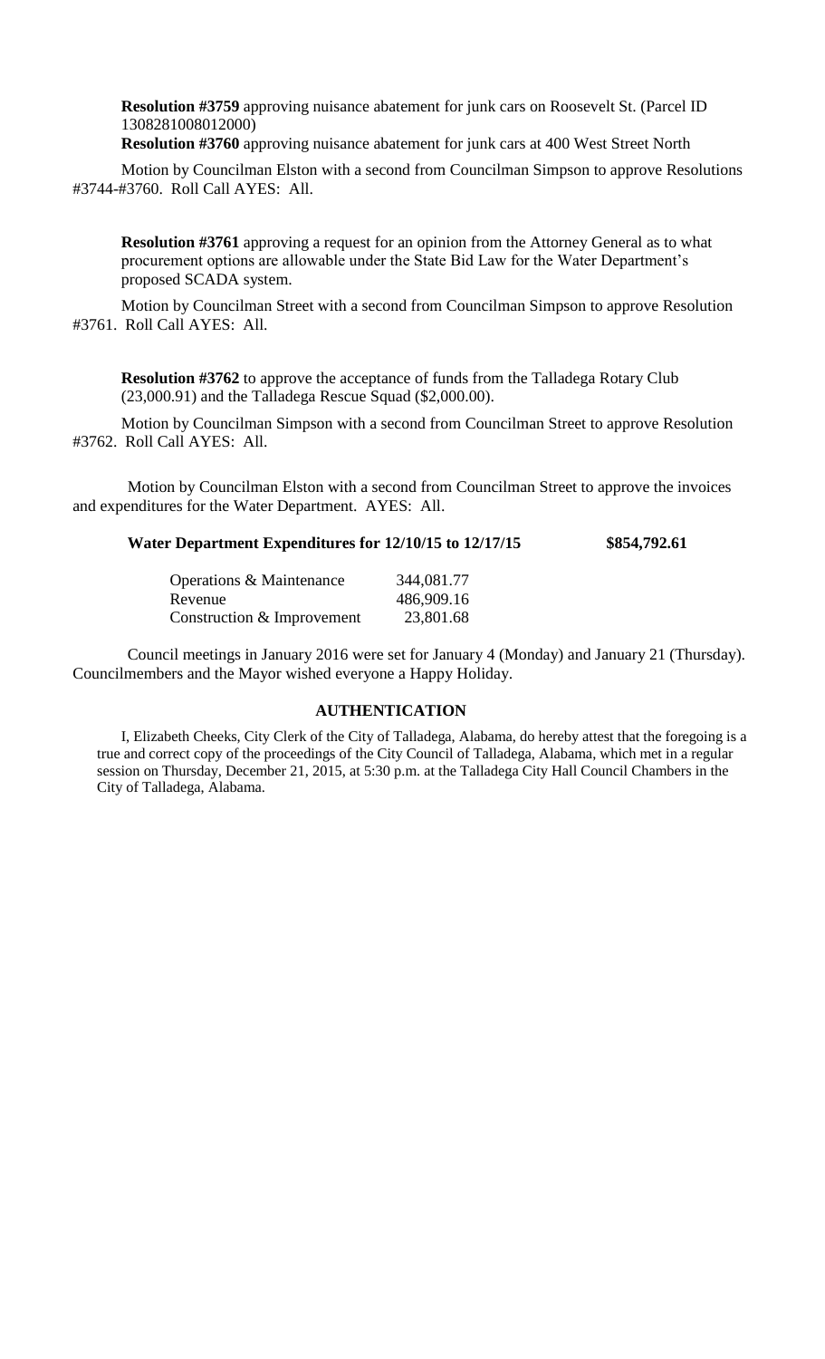**Resolution #3759** approving nuisance abatement for junk cars on Roosevelt St. (Parcel ID 1308281008012000)

**Resolution #3760** approving nuisance abatement for junk cars at 400 West Street North

Motion by Councilman Elston with a second from Councilman Simpson to approve Resolutions #3744-#3760. Roll Call AYES: All.

**Resolution #3761** approving a request for an opinion from the Attorney General as to what procurement options are allowable under the State Bid Law for the Water Department's proposed SCADA system.

Motion by Councilman Street with a second from Councilman Simpson to approve Resolution #3761. Roll Call AYES: All.

**Resolution #3762** to approve the acceptance of funds from the Talladega Rotary Club (23,000.91) and the Talladega Rescue Squad ($2,000.00).

Motion by Councilman Simpson with a second from Councilman Street to approve Resolution #3762. Roll Call AYES: All.

Motion by Councilman Elston with a second from Councilman Street to approve the invoices and expenditures for the Water Department. AYES: All.

**Water Department Expenditures for 12/10/15 to 12/17/15 $854,792.61**

| | |
|---|---|
| Operations & Maintenance | 344,081.77 |
| Revenue | 486,909.16 |
| Construction & Improvement | 23,801.68 |

Council meetings in January 2016 were set for January 4 (Monday) and January 21 (Thursday). Councilmembers and the Mayor wished everyone a Happy Holiday.

## AUTHENTICATION

I, Elizabeth Cheeks, City Clerk of the City of Talladega, Alabama, do hereby attest that the foregoing is a true and correct copy of the proceedings of the City Council of Talladega, Alabama, which met in a regular session on Thursday, December 21, 2015, at 5:30 p.m. at the Talladega City Hall Council Chambers in the City of Talladega, Alabama.